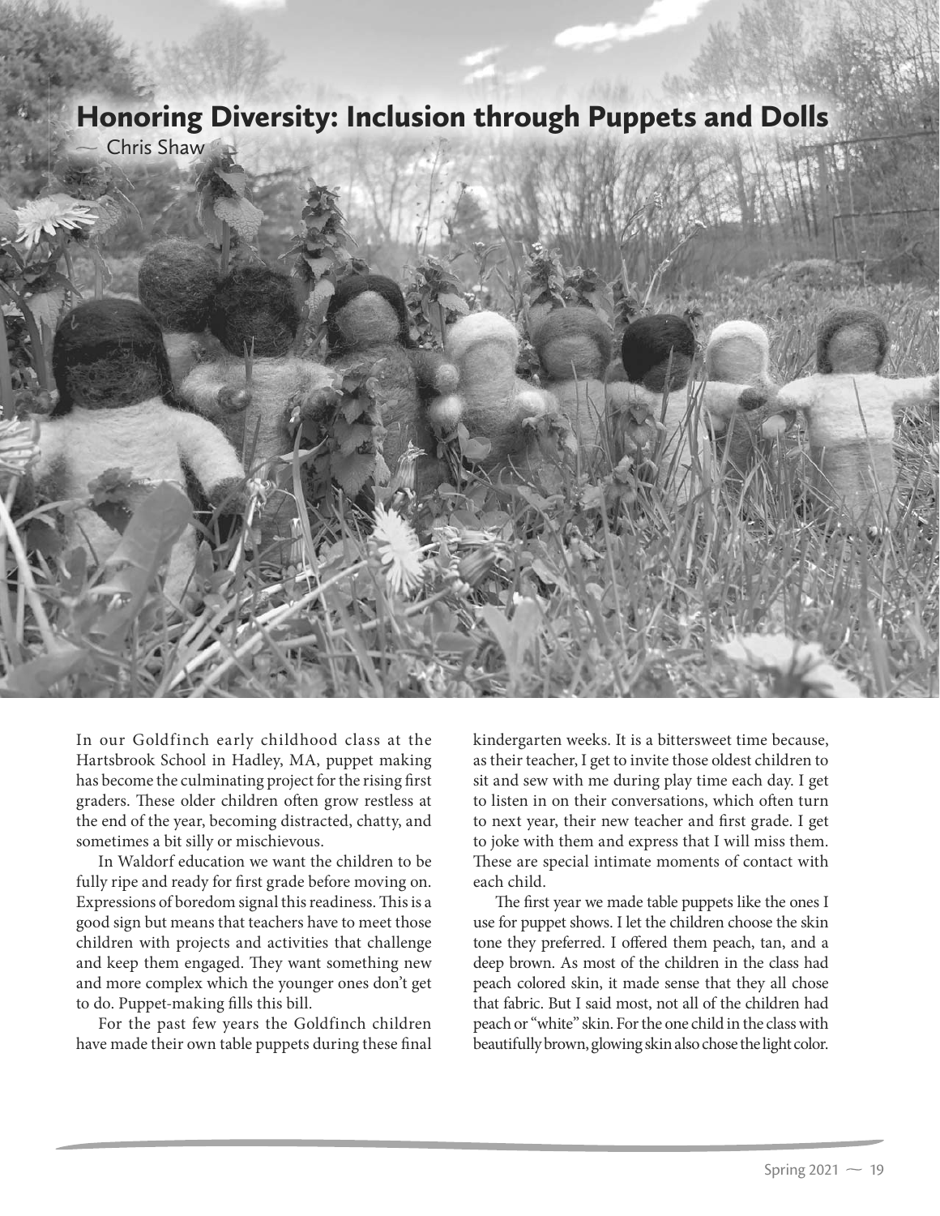# Honoring Diversity: Inclusion through Puppets and Dolls

~ Chris Shaw

In our Goldfinch early childhood class at the Hartsbrook School in Hadley, MA, puppet making has become the culminating project for the rising first graders. These older children often grow restless at the end of the year, becoming distracted, chatty, and sometimes a bit silly or mischievous.

In Waldorf education we want the children to be fully ripe and ready for first grade before moving on. Expressions of boredom signal this readiness. This is a good sign but means that teachers have to meet those children with projects and activities that challenge and keep them engaged. They want something new and more complex which the younger ones don't get to do. Puppet-making fills this bill.

For the past few years the Goldfinch children have made their own table puppets during these final kindergarten weeks. It is a bittersweet time because, as their teacher, I get to invite those oldest children to sit and sew with me during play time each day. I get to listen in on their conversations, which often turn to next year, their new teacher and first grade. I get to joke with them and express that I will miss them. These are special intimate moments of contact with each child.

The first year we made table puppets like the ones I use for puppet shows. I let the children choose the skin tone they preferred. I offered them peach, tan, and a deep brown. As most of the children in the class had peach colored skin, it made sense that they all chose that fabric. But I said most, not all of the children had peach or "white" skin. For the one child in the class with beautifully brown, glowing skin also chose the light color.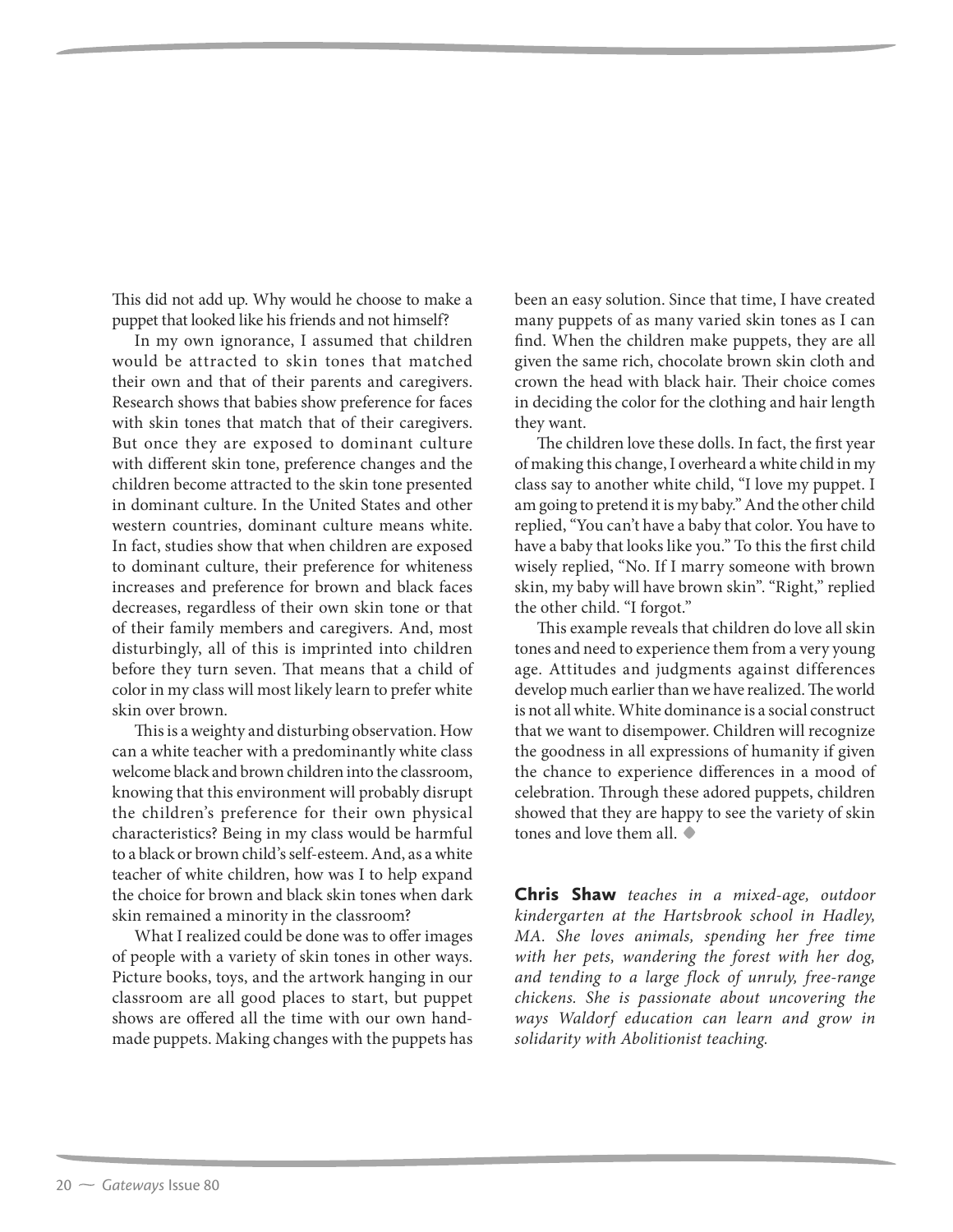This did not add up. Why would he choose to make a puppet that looked like his friends and not himself?

In my own ignorance, I assumed that children would be attracted to skin tones that matched their own and that of their parents and caregivers. Research shows that babies show preference for faces with skin tones that match that of their caregivers. But once they are exposed to dominant culture with different skin tone, preference changes and the children become attracted to the skin tone presented in dominant culture. In the United States and other western countries, dominant culture means white. In fact, studies show that when children are exposed to dominant culture, their preference for whiteness increases and preference for brown and black faces decreases, regardless of their own skin tone or that of their family members and caregivers. And, most disturbingly, all of this is imprinted into children before they turn seven. That means that a child of color in my class will most likely learn to prefer white skin over brown.

This is a weighty and disturbing observation. How can a white teacher with a predominantly white class welcome black and brown children into the classroom, knowing that this environment will probably disrupt the children's preference for their own physical characteristics? Being in my class would be harmful to a black or brown child's self-esteem. And, as a white teacher of white children, how was I to help expand the choice for brown and black skin tones when dark skin remained a minority in the classroom?

What I realized could be done was to offer images of people with a variety of skin tones in other ways. Picture books, toys, and the artwork hanging in our classroom are all good places to start, but puppet shows are offered all the time with our own handmade puppets. Making changes with the puppets has been an easy solution. Since that time, I have created many puppets of as many varied skin tones as I can find. When the children make puppets, they are all given the same rich, chocolate brown skin cloth and crown the head with black hair. Their choice comes in deciding the color for the clothing and hair length they want.

The children love these dolls. In fact, the first year of making this change, I overheard a white child in my class say to another white child, "I love my puppet. I am going to pretend it is my baby." And the other child replied, "You can't have a baby that color. You have to have a baby that looks like you." To this the first child wisely replied, "No. If I marry someone with brown skin, my baby will have brown skin". "Right," replied the other child. "I forgot."

This example reveals that children do love all skin tones and need to experience them from a very young age. Attitudes and judgments against differences develop much earlier than we have realized. The world is not all white. White dominance is a social construct that we want to disempower. Children will recognize the goodness in all expressions of humanity if given the chance to experience differences in a mood of celebration. Through these adored puppets, children showed that they are happy to see the variety of skin tones and love them all. ◆

**Chris Shaw** *teaches in a mixed-age, outdoor kindergarten at the Hartsbrook school in Hadley, MA. She loves animals, spending her free time with her pets, wandering the forest with her dog, and tending to a large flock of unruly, free-range chickens. She is passionate about uncovering the ways Waldorf education can learn and grow in solidarity with Abolitionist teaching.*